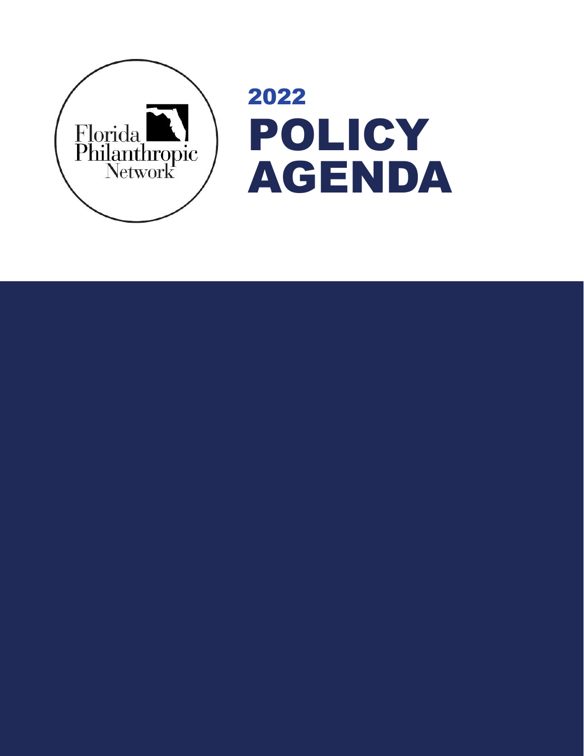Florida Philanthropic Network

# 2022 POLICY AGENDA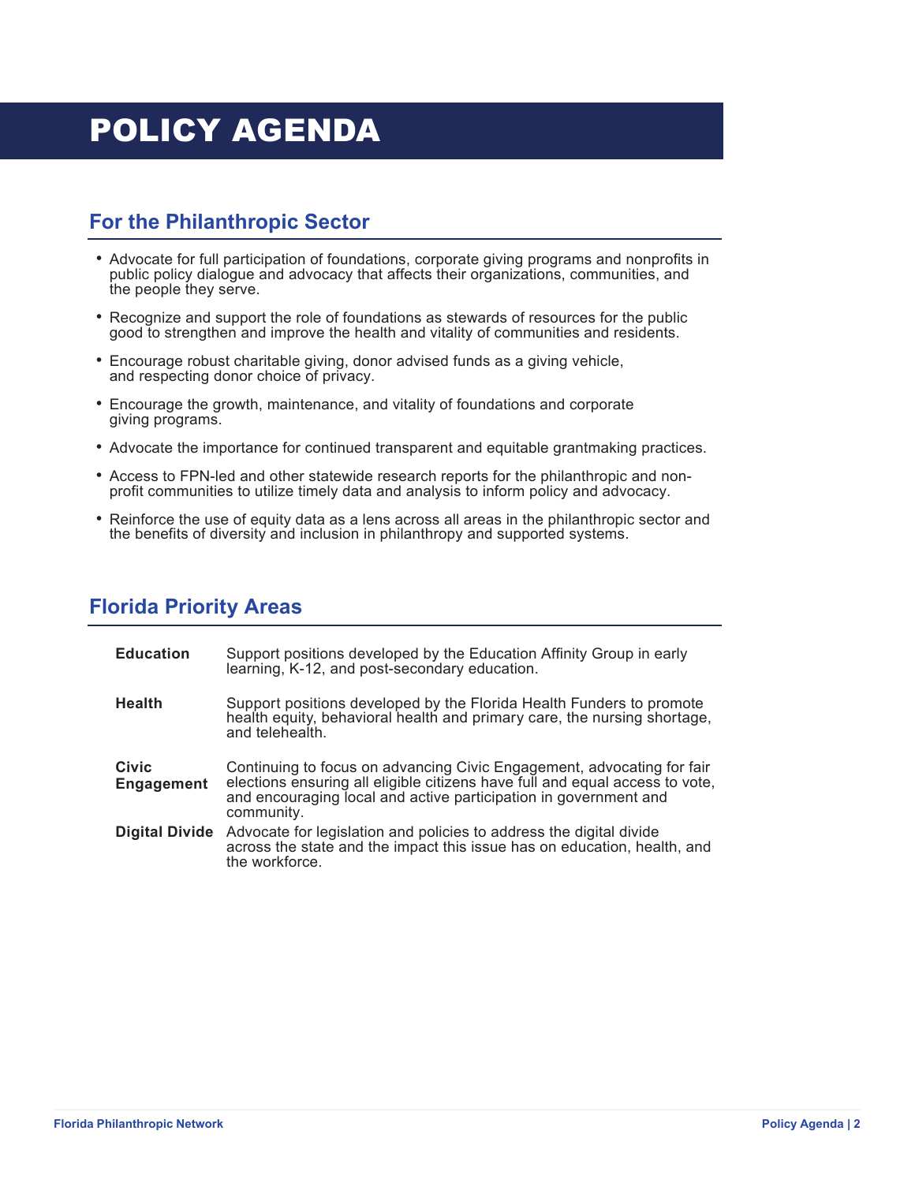# POLICY AGENDA

## For the Philanthropic Sector

- Advocate for full participation of foundations, corporate giving programs and nonprofits in public policy dialogue and advocacy that affects their organizations, communities, and the people they serve.
- Recognize and support the role of foundations as stewards of resources for the public good to strengthen and improve the health and vitality of communities and residents.
- Encourage robust charitable giving, donor advised funds as a giving vehicle, and respecting donor choice of privacy.
- Encourage the growth, maintenance, and vitality of foundations and corporate giving programs.
- Advocate the importance for continued transparent and equitable grantmaking practices.
- Access to FPN-led and other statewide research reports for the philanthropic and non-profit communities to utilize timely data and analysis to inform policy and advocacy.
- Reinforce the use of equity data as a lens across all areas in the philanthropic sector and the benefits of diversity and inclusion in philanthropy and supported systems.

## Florida Priority Areas

| | |
|---|---|
| **Education** | Support positions developed by the Education Affinity Group in early learning, K-12, and post-secondary education. |
| **Health** | Support positions developed by the Florida Health Funders to promote health equity, behavioral health and primary care, the nursing shortage, and telehealth. |
| **Civic Engagement** | Continuing to focus on advancing Civic Engagement, advocating for fair elections ensuring all eligible citizens have full and equal access to vote, and encouraging local and active participation in government and community. |
| **Digital Divide** | Advocate for legislation and policies to address the digital divide across the state and the impact this issue has on education, health, and the workforce. |